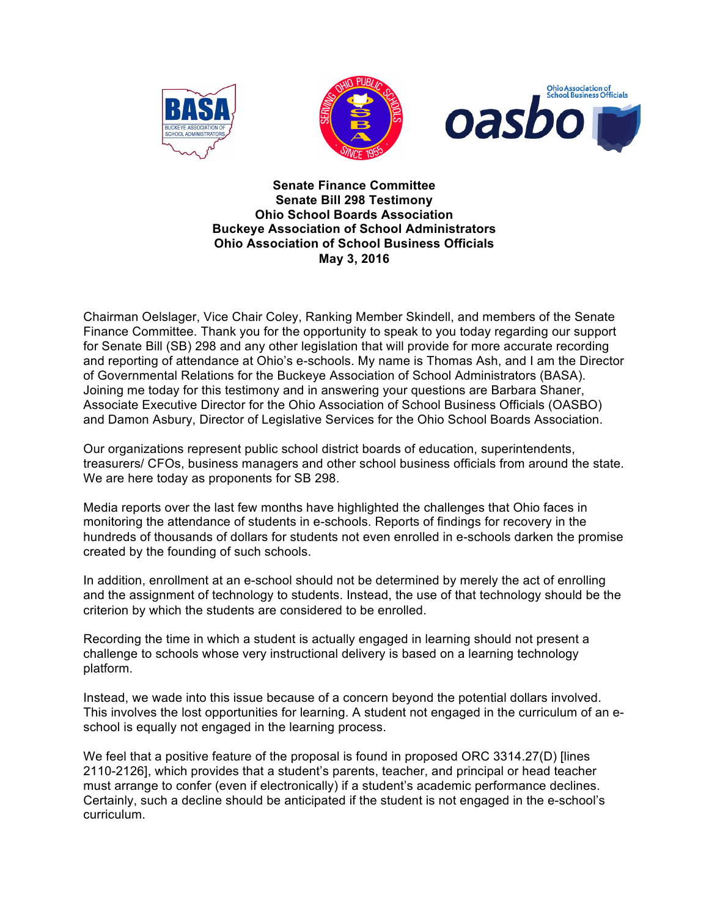**Senate Finance Committee**
**Senate Bill 298 Testimony**
**Ohio School Boards Association**
**Buckeye Association of School Administrators**
**Ohio Association of School Business Officials**
**May 3, 2016**

Chairman Oelslager, Vice Chair Coley, Ranking Member Skindell, and members of the Senate Finance Committee. Thank you for the opportunity to speak to you today regarding our support for Senate Bill (SB) 298 and any other legislation that will provide for more accurate recording and reporting of attendance at Ohio's e-schools. My name is Thomas Ash, and I am the Director of Governmental Relations for the Buckeye Association of School Administrators (BASA). Joining me today for this testimony and in answering your questions are Barbara Shaner, Associate Executive Director for the Ohio Association of School Business Officials (OASBO) and Damon Asbury, Director of Legislative Services for the Ohio School Boards Association.

Our organizations represent public school district boards of education, superintendents, treasurers/ CFOs, business managers and other school business officials from around the state. We are here today as proponents for SB 298.

Media reports over the last few months have highlighted the challenges that Ohio faces in monitoring the attendance of students in e-schools. Reports of findings for recovery in the hundreds of thousands of dollars for students not even enrolled in e-schools darken the promise created by the founding of such schools.

In addition, enrollment at an e-school should not be determined by merely the act of enrolling and the assignment of technology to students. Instead, the use of that technology should be the criterion by which the students are considered to be enrolled.

Recording the time in which a student is actually engaged in learning should not present a challenge to schools whose very instructional delivery is based on a learning technology platform.

Instead, we wade into this issue because of a concern beyond the potential dollars involved. This involves the lost opportunities for learning. A student not engaged in the curriculum of an e-school is equally not engaged in the learning process.

We feel that a positive feature of the proposal is found in proposed ORC 3314.27(D) [lines 2110-2126], which provides that a student's parents, teacher, and principal or head teacher must arrange to confer (even if electronically) if a student's academic performance declines. Certainly, such a decline should be anticipated if the student is not engaged in the e-school's curriculum.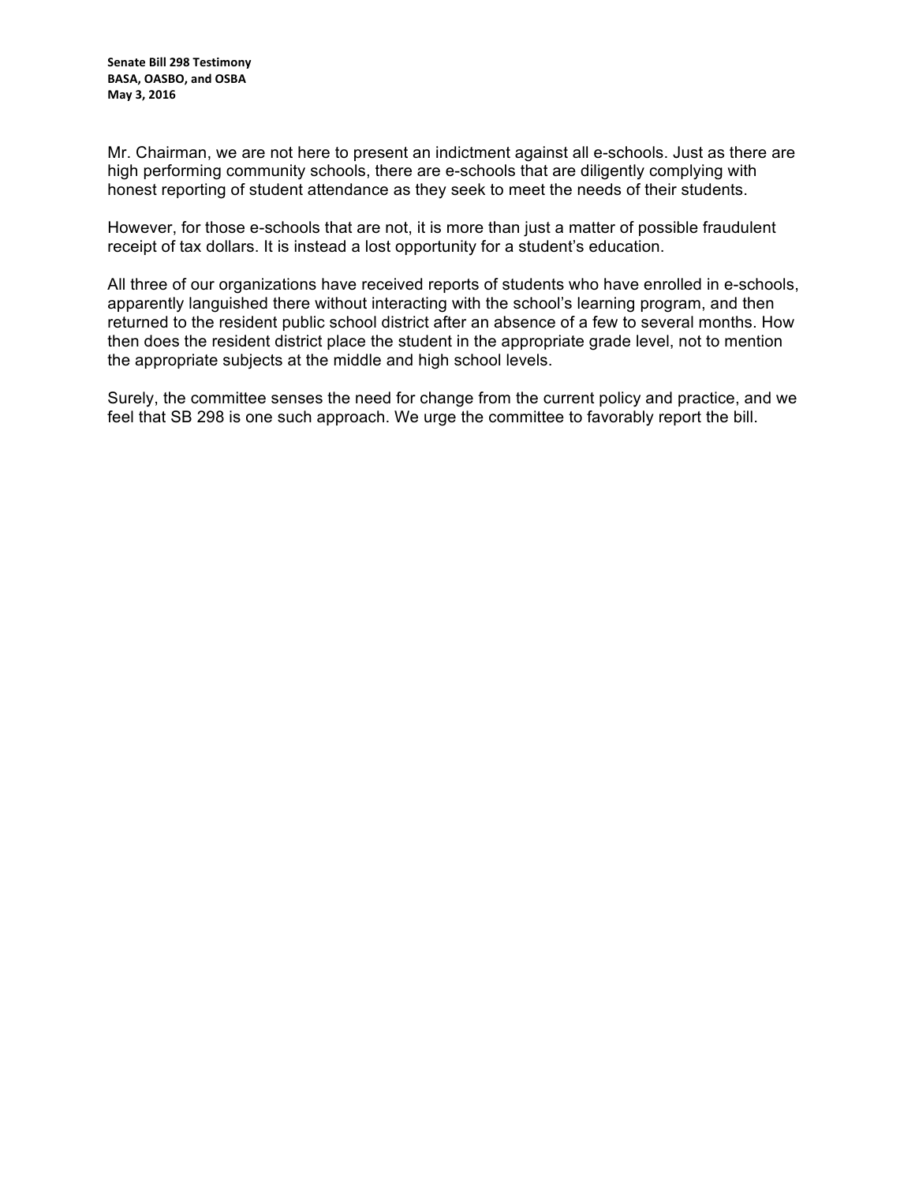Mr. Chairman, we are not here to present an indictment against all e-schools. Just as there are high performing community schools, there are e-schools that are diligently complying with honest reporting of student attendance as they seek to meet the needs of their students.

However, for those e-schools that are not, it is more than just a matter of possible fraudulent receipt of tax dollars. It is instead a lost opportunity for a student's education.

All three of our organizations have received reports of students who have enrolled in e-schools, apparently languished there without interacting with the school's learning program, and then returned to the resident public school district after an absence of a few to several months. How then does the resident district place the student in the appropriate grade level, not to mention the appropriate subjects at the middle and high school levels.

Surely, the committee senses the need for change from the current policy and practice, and we feel that SB 298 is one such approach. We urge the committee to favorably report the bill.